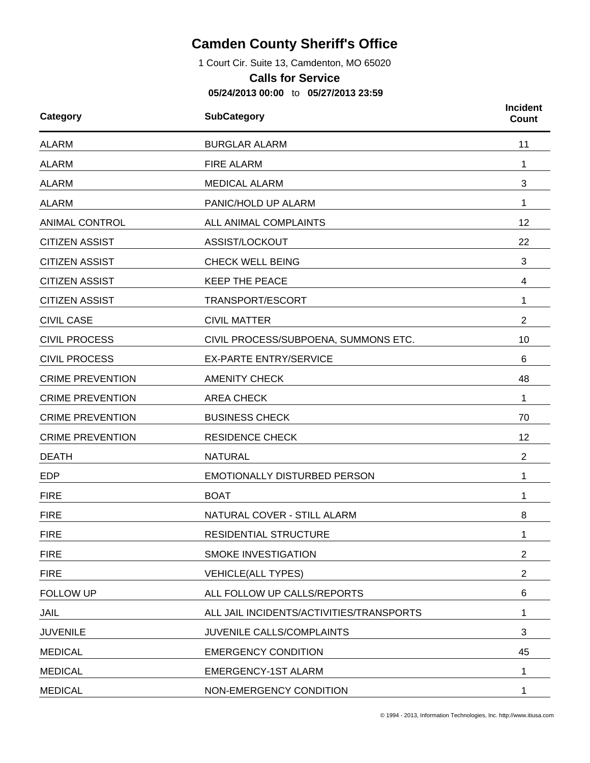# Camden County Sheriff's Office

1 Court Cir. Suite 13, Camdenton, MO 65020

## Calls for Service

**05/24/2013 00:00** to **05/27/2013 23:59**

| Category | SubCategory | Incident Count |
|---|---|---|
| ALARM | BURGLAR ALARM | 11 |
| ALARM | FIRE ALARM | 1 |
| ALARM | MEDICAL ALARM | 3 |
| ALARM | PANIC/HOLD UP ALARM | 1 |
| ANIMAL CONTROL | ALL ANIMAL COMPLAINTS | 12 |
| CITIZEN ASSIST | ASSIST/LOCKOUT | 22 |
| CITIZEN ASSIST | CHECK WELL BEING | 3 |
| CITIZEN ASSIST | KEEP THE PEACE | 4 |
| CITIZEN ASSIST | TRANSPORT/ESCORT | 1 |
| CIVIL CASE | CIVIL MATTER | 2 |
| CIVIL PROCESS | CIVIL PROCESS/SUBPOENA, SUMMONS ETC. | 10 |
| CIVIL PROCESS | EX-PARTE ENTRY/SERVICE | 6 |
| CRIME PREVENTION | AMENITY CHECK | 48 |
| CRIME PREVENTION | AREA CHECK | 1 |
| CRIME PREVENTION | BUSINESS CHECK | 70 |
| CRIME PREVENTION | RESIDENCE CHECK | 12 |
| DEATH | NATURAL | 2 |
| EDP | EMOTIONALLY DISTURBED PERSON | 1 |
| FIRE | BOAT | 1 |
| FIRE | NATURAL COVER - STILL ALARM | 8 |
| FIRE | RESIDENTIAL STRUCTURE | 1 |
| FIRE | SMOKE INVESTIGATION | 2 |
| FIRE | VEHICLE(ALL TYPES) | 2 |
| FOLLOW UP | ALL FOLLOW UP CALLS/REPORTS | 6 |
| JAIL | ALL JAIL INCIDENTS/ACTIVITIES/TRANSPORTS | 1 |
| JUVENILE | JUVENILE CALLS/COMPLAINTS | 3 |
| MEDICAL | EMERGENCY CONDITION | 45 |
| MEDICAL | EMERGENCY-1ST ALARM | 1 |
| MEDICAL | NON-EMERGENCY CONDITION | 1 |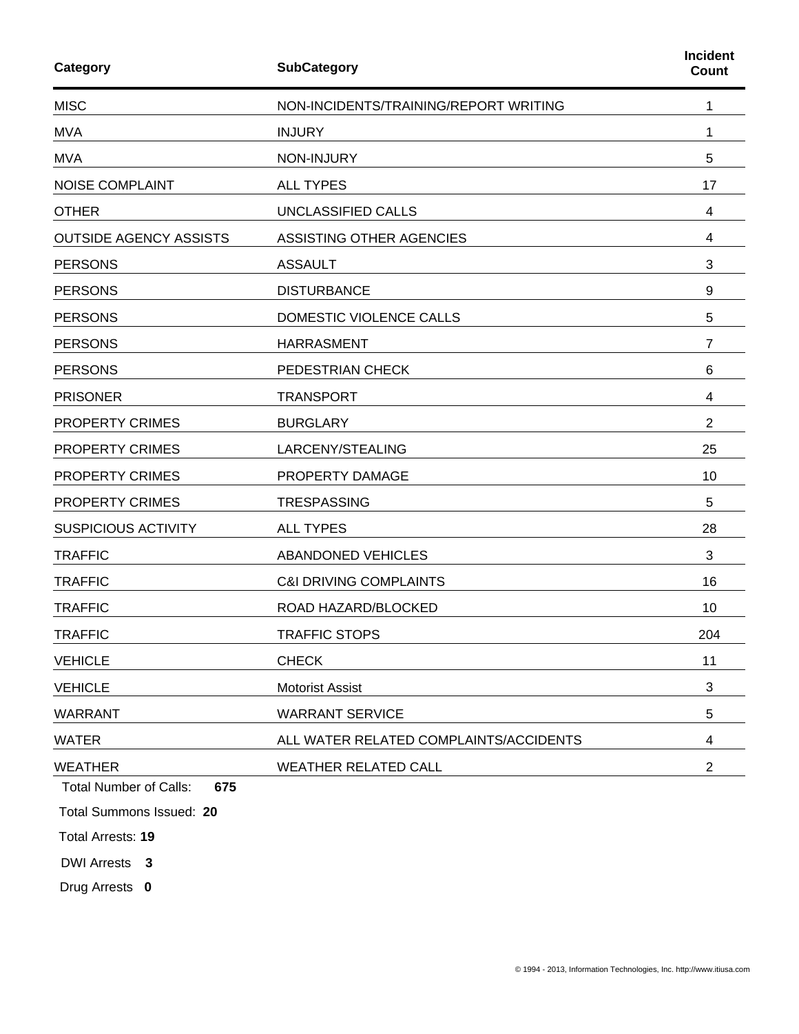| Category | SubCategory | Incident Count |
| --- | --- | --- |
| MISC | NON-INCIDENTS/TRAINING/REPORT WRITING | 1 |
| MVA | INJURY | 1 |
| MVA | NON-INJURY | 5 |
| NOISE COMPLAINT | ALL TYPES | 17 |
| OTHER | UNCLASSIFIED CALLS | 4 |
| OUTSIDE AGENCY ASSISTS | ASSISTING OTHER AGENCIES | 4 |
| PERSONS | ASSAULT | 3 |
| PERSONS | DISTURBANCE | 9 |
| PERSONS | DOMESTIC VIOLENCE CALLS | 5 |
| PERSONS | HARRASMENT | 7 |
| PERSONS | PEDESTRIAN CHECK | 6 |
| PRISONER | TRANSPORT | 4 |
| PROPERTY CRIMES | BURGLARY | 2 |
| PROPERTY CRIMES | LARCENY/STEALING | 25 |
| PROPERTY CRIMES | PROPERTY DAMAGE | 10 |
| PROPERTY CRIMES | TRESPASSING | 5 |
| SUSPICIOUS ACTIVITY | ALL TYPES | 28 |
| TRAFFIC | ABANDONED VEHICLES | 3 |
| TRAFFIC | C&I DRIVING COMPLAINTS | 16 |
| TRAFFIC | ROAD HAZARD/BLOCKED | 10 |
| TRAFFIC | TRAFFIC STOPS | 204 |
| VEHICLE | CHECK | 11 |
| VEHICLE | Motorist Assist | 3 |
| WARRANT | WARRANT SERVICE | 5 |
| WATER | ALL WATER RELATED COMPLAINTS/ACCIDENTS | 4 |
| WEATHER | WEATHER RELATED CALL | 2 |

Total Number of Calls: **675**

Total Summons Issued: **20**

Total Arrests: **19**

DWI Arrests **3**

Drug Arrests **0**

© 1994 - 2013, Information Technologies, Inc. http://www.itiusa.com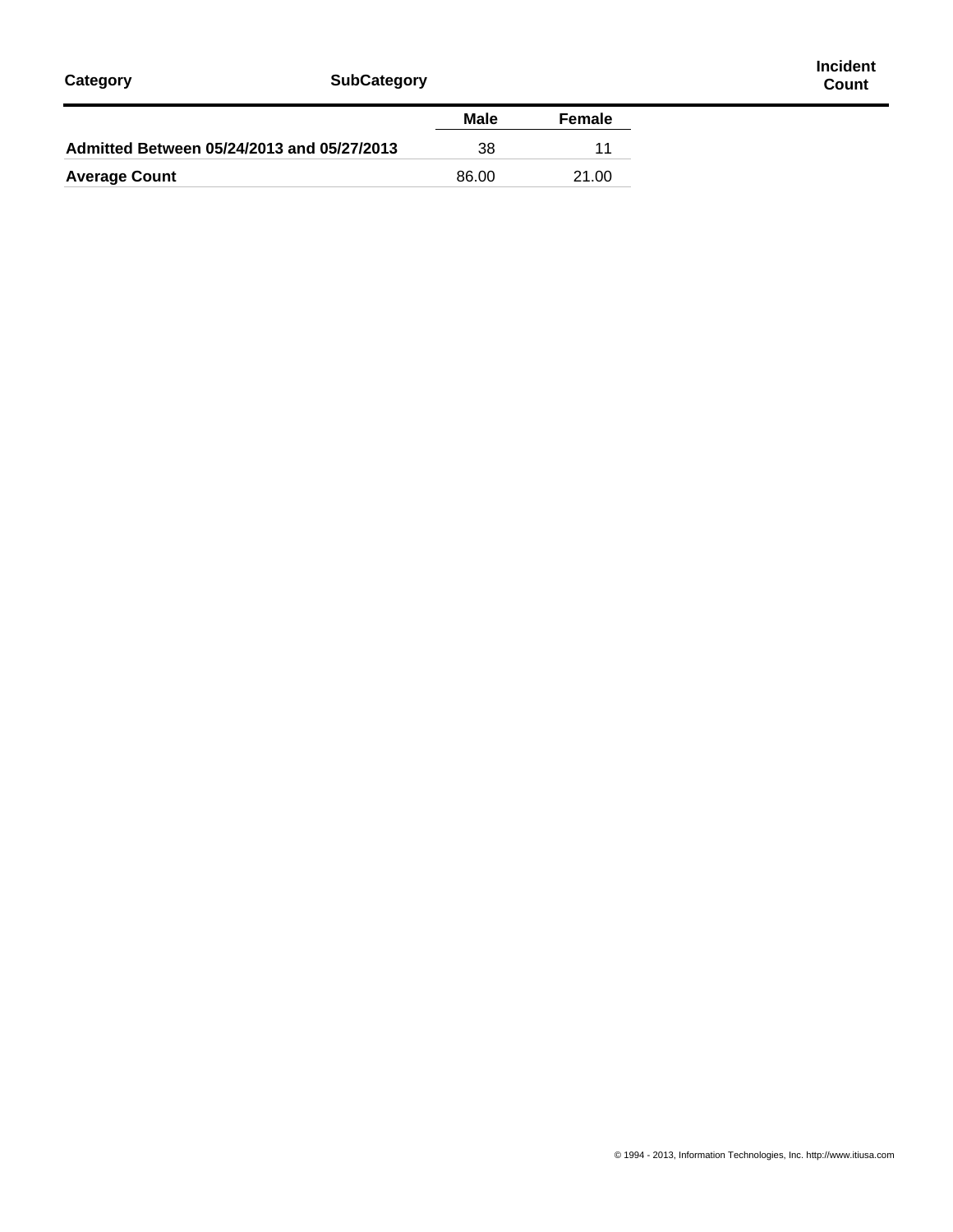| Category | SubCategory | | | Incident Count |
| --- | --- | --- | --- | --- |
| | | Male | Female | |
| **Admitted Between 05/24/2013 and 05/27/2013** | | 38 | 11 | |
| **Average Count** | | 86.00 | 21.00 | |

© 1994 - 2013, Information Technologies, Inc. http://www.itiusa.com